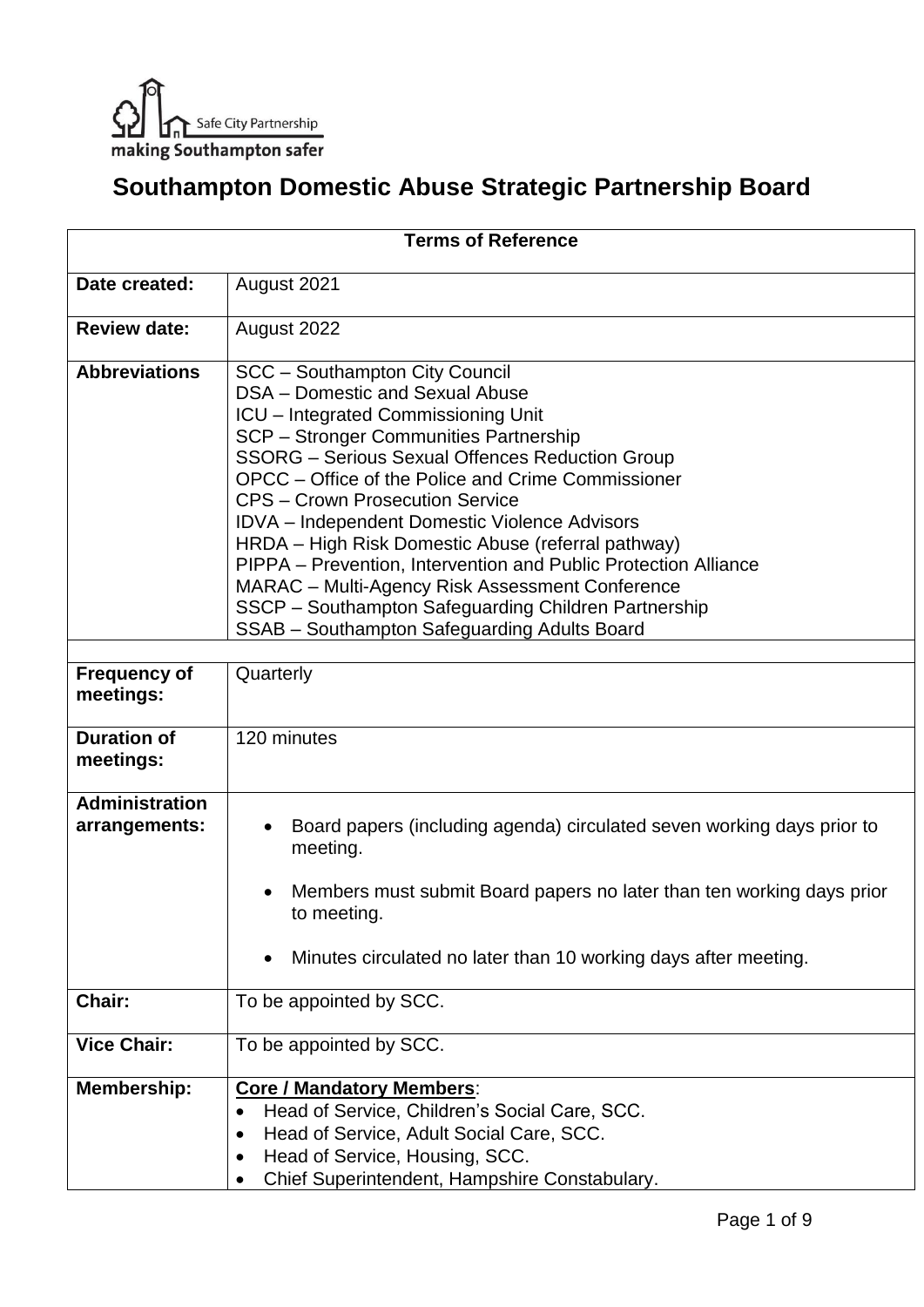Safe City Partnership
making Southampton safer

# Southampton Domestic Abuse Strategic Partnership Board

| Terms of Reference | |
|---|---|
| **Date created:** | August 2021 |
| **Review date:** | August 2022 |
| **Abbreviations** | SCC – Southampton City Council<br>DSA – Domestic and Sexual Abuse<br>ICU – Integrated Commissioning Unit<br>SCP – Stronger Communities Partnership<br>SSORG – Serious Sexual Offences Reduction Group<br>OPCC – Office of the Police and Crime Commissioner<br>CPS – Crown Prosecution Service<br>IDVA – Independent Domestic Violence Advisors<br>HRDA – High Risk Domestic Abuse (referral pathway)<br>PIPPA – Prevention, Intervention and Public Protection Alliance<br>MARAC – Multi-Agency Risk Assessment Conference<br>SSCP – Southampton Safeguarding Children Partnership<br>SSAB – Southampton Safeguarding Adults Board |
| | |
| **Frequency of meetings:** | Quarterly |
| **Duration of meetings:** | 120 minutes |
| **Administration arrangements:** | • Board papers (including agenda) circulated seven working days prior to meeting.<br>• Members must submit Board papers no later than ten working days prior to meeting.<br>• Minutes circulated no later than 10 working days after meeting. |
| **Chair:** | To be appointed by SCC. |
| **Vice Chair:** | To be appointed by SCC. |
| **Membership:** | **Core / Mandatory Members**:<br>• Head of Service, Children's Social Care, SCC.<br>• Head of Service, Adult Social Care, SCC.<br>• Head of Service, Housing, SCC.<br>• Chief Superintendent, Hampshire Constabulary. |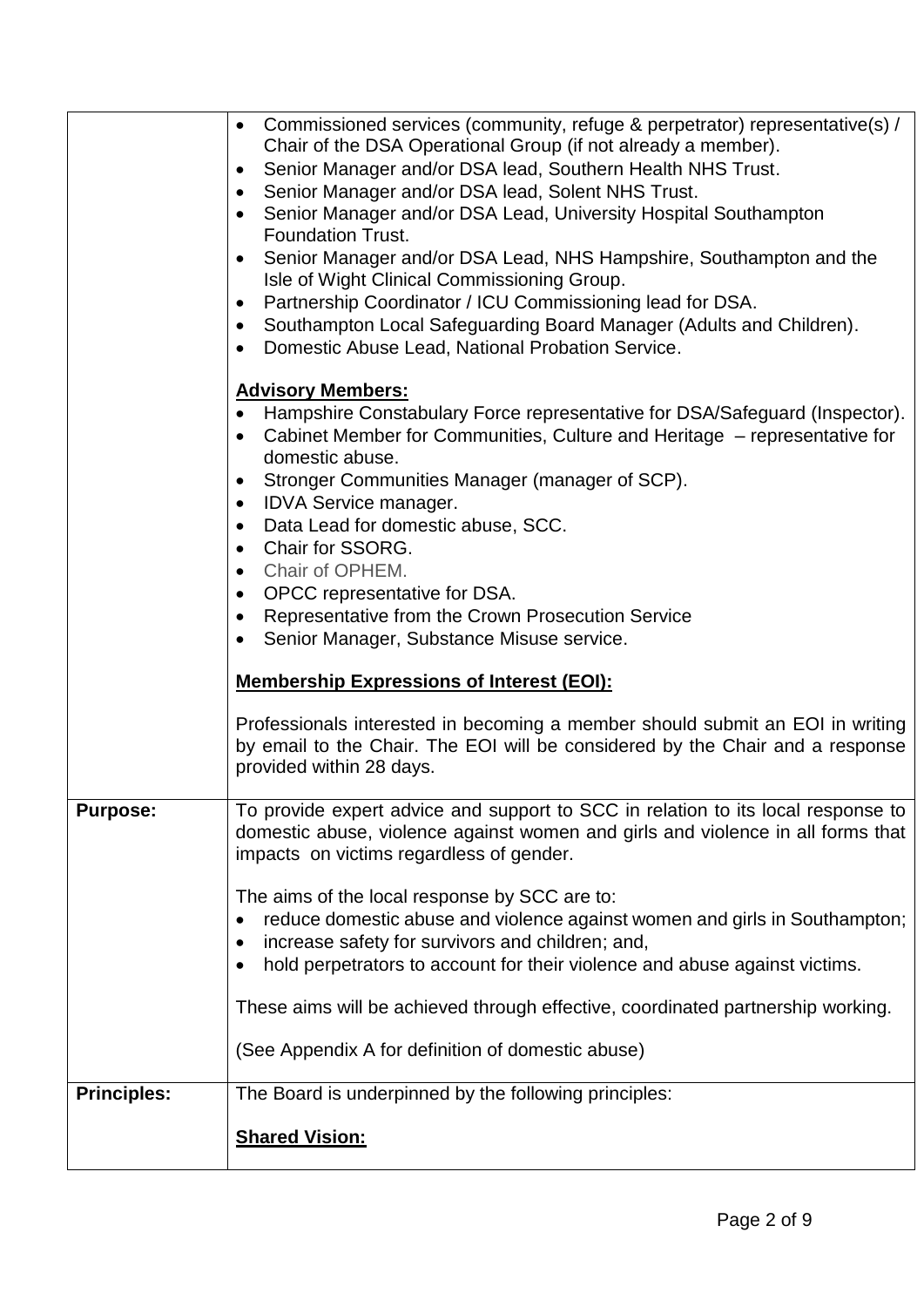| | |
|---|---|
| | • Commissioned services (community, refuge & perpetrator) representative(s) / Chair of the DSA Operational Group (if not already a member).<br>• Senior Manager and/or DSA lead, Southern Health NHS Trust.<br>• Senior Manager and/or DSA lead, Solent NHS Trust.<br>• Senior Manager and/or DSA Lead, University Hospital Southampton Foundation Trust.<br>• Senior Manager and/or DSA Lead, NHS Hampshire, Southampton and the Isle of Wight Clinical Commissioning Group.<br>• Partnership Coordinator / ICU Commissioning lead for DSA.<br>• Southampton Local Safeguarding Board Manager (Adults and Children).<br>• Domestic Abuse Lead, National Probation Service.<br><br>**<u>Advisory Members:</u>**<br>• Hampshire Constabulary Force representative for DSA/Safeguard (Inspector).<br>• Cabinet Member for Communities, Culture and Heritage – representative for domestic abuse.<br>• Stronger Communities Manager (manager of SCP).<br>• IDVA Service manager.<br>• Data Lead for domestic abuse, SCC.<br>• Chair for SSORG.<br>• Chair of OPHEM.<br>• OPCC representative for DSA.<br>• Representative from the Crown Prosecution Service<br>• Senior Manager, Substance Misuse service.<br><br>**<u>Membership Expressions of Interest (EOI):</u>**<br><br>Professionals interested in becoming a member should submit an EOI in writing by email to the Chair. The EOI will be considered by the Chair and a response provided within 28 days. |
| **Purpose:** | To provide expert advice and support to SCC in relation to its local response to domestic abuse, violence against women and girls and violence in all forms that impacts on victims regardless of gender.<br><br>The aims of the local response by SCC are to:<br>• reduce domestic abuse and violence against women and girls in Southampton;<br>• increase safety for survivors and children; and,<br>• hold perpetrators to account for their violence and abuse against victims.<br><br>These aims will be achieved through effective, coordinated partnership working.<br><br>(See Appendix A for definition of domestic abuse) |
| **Principles:** | The Board is underpinned by the following principles:<br><br>**<u>Shared Vision:</u>** |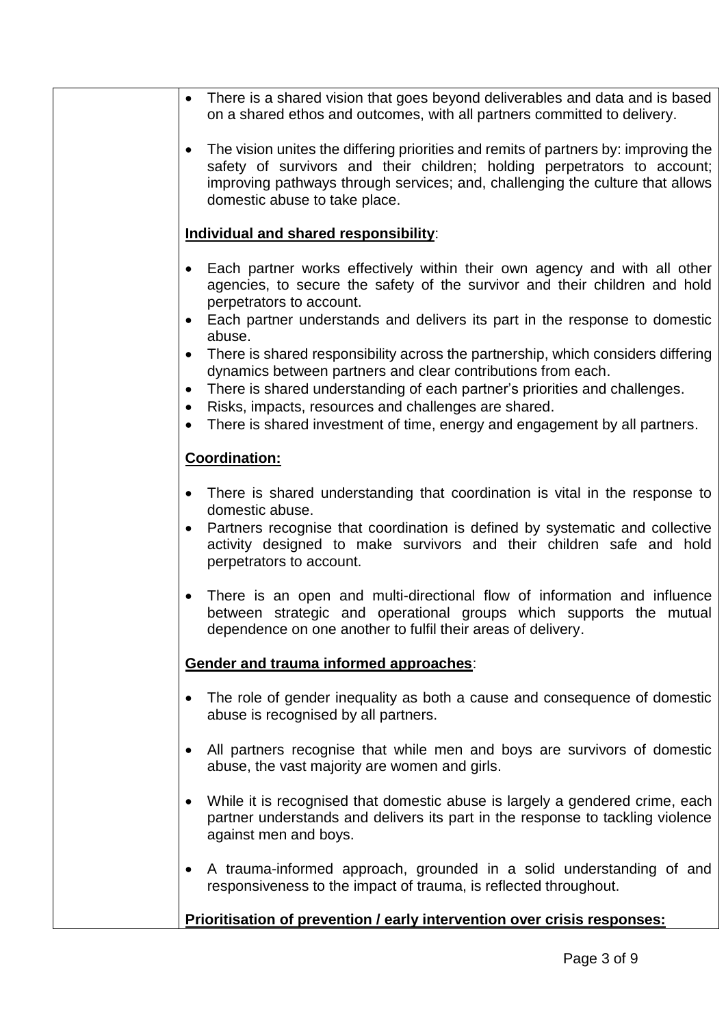| | |
|---|---|
| | <ul><li>There is a shared vision that goes beyond deliverables and data and is based on a shared ethos and outcomes, with all partners committed to delivery.</li><li>The vision unites the differing priorities and remits of partners by: improving the safety of survivors and their children; holding perpetrators to account; improving pathways through services; and, challenging the culture that allows domestic abuse to take place.</li></ul>**<u>Individual and shared responsibility</u>**:<ul><li>Each partner works effectively within their own agency and with all other agencies, to secure the safety of the survivor and their children and hold perpetrators to account.</li><li>Each partner understands and delivers its part in the response to domestic abuse.</li><li>There is shared responsibility across the partnership, which considers differing dynamics between partners and clear contributions from each.</li><li>There is shared understanding of each partner's priorities and challenges.</li><li>Risks, impacts, resources and challenges are shared.</li><li>There is shared investment of time, energy and engagement by all partners.</li></ul>**<u>Coordination:</u>**<ul><li>There is shared understanding that coordination is vital in the response to domestic abuse.</li><li>Partners recognise that coordination is defined by systematic and collective activity designed to make survivors and their children safe and hold perpetrators to account.</li><li>There is an open and multi-directional flow of information and influence between strategic and operational groups which supports the mutual dependence on one another to fulfil their areas of delivery.</li></ul>**<u>Gender and trauma informed approaches</u>**:<ul><li>The role of gender inequality as both a cause and consequence of domestic abuse is recognised by all partners.</li><li>All partners recognise that while men and boys are survivors of domestic abuse, the vast majority are women and girls.</li><li>While it is recognised that domestic abuse is largely a gendered crime, each partner understands and delivers its part in the response to tackling violence against men and boys.</li><li>A trauma-informed approach, grounded in a solid understanding of and responsiveness to the impact of trauma, is reflected throughout.</li></ul>**<u>Prioritisation of prevention / early intervention over crisis responses:</u>** |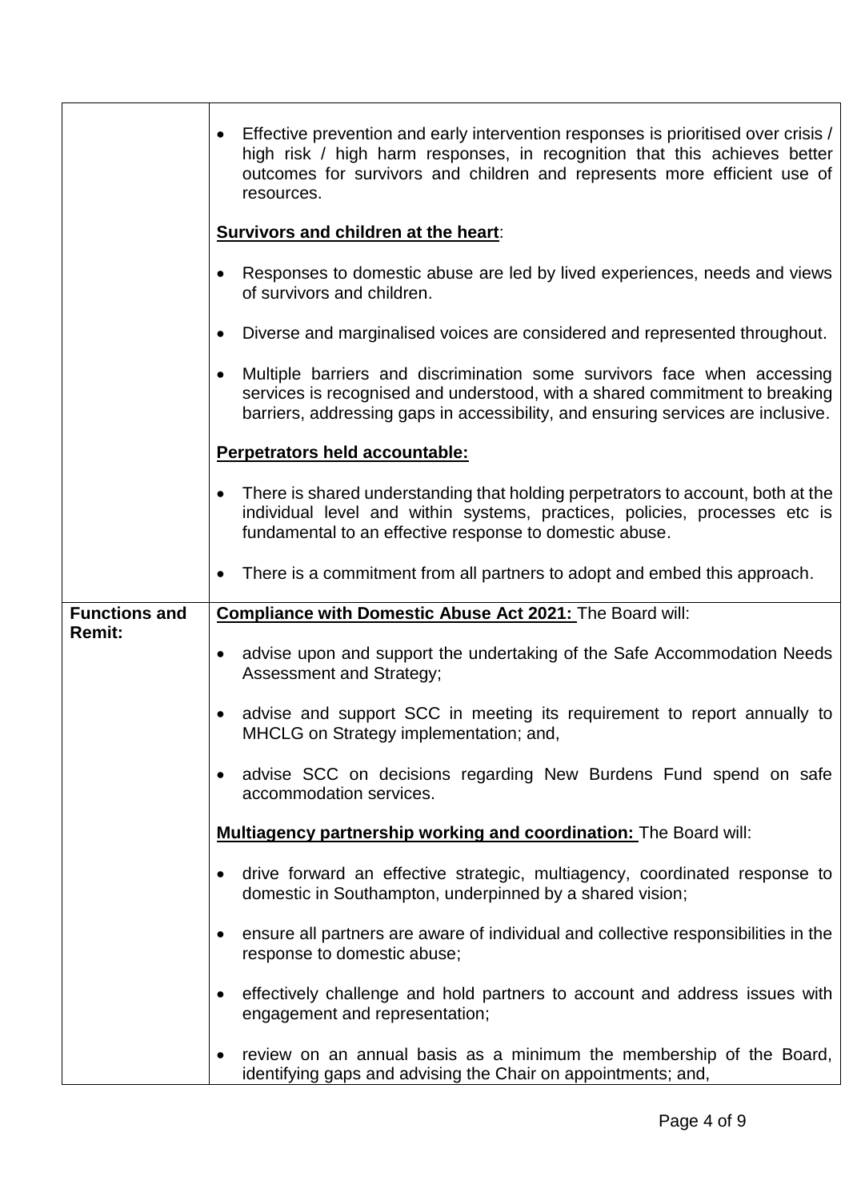| | |
|---|---|
| | • Effective prevention and early intervention responses is prioritised over crisis / high risk / high harm responses, in recognition that this achieves better outcomes for survivors and children and represents more efficient use of resources.<br><br>**<u>Survivors and children at the heart</u>**:<br><br>• Responses to domestic abuse are led by lived experiences, needs and views of survivors and children.<br><br>• Diverse and marginalised voices are considered and represented throughout.<br><br>• Multiple barriers and discrimination some survivors face when accessing services is recognised and understood, with a shared commitment to breaking barriers, addressing gaps in accessibility, and ensuring services are inclusive.<br><br>**<u>Perpetrators held accountable:</u>**<br><br>• There is shared understanding that holding perpetrators to account, both at the individual level and within systems, practices, policies, processes etc is fundamental to an effective response to domestic abuse.<br><br>• There is a commitment from all partners to adopt and embed this approach. |
| **Functions and Remit:** | **<u>Compliance with Domestic Abuse Act 2021:</u>** The Board will:<br><br>• advise upon and support the undertaking of the Safe Accommodation Needs Assessment and Strategy;<br><br>• advise and support SCC in meeting its requirement to report annually to MHCLG on Strategy implementation; and,<br><br>• advise SCC on decisions regarding New Burdens Fund spend on safe accommodation services.<br><br>**<u>Multiagency partnership working and coordination:</u>** The Board will:<br><br>• drive forward an effective strategic, multiagency, coordinated response to domestic in Southampton, underpinned by a shared vision;<br><br>• ensure all partners are aware of individual and collective responsibilities in the response to domestic abuse;<br><br>• effectively challenge and hold partners to account and address issues with engagement and representation;<br><br>• review on an annual basis as a minimum the membership of the Board, identifying gaps and advising the Chair on appointments; and, |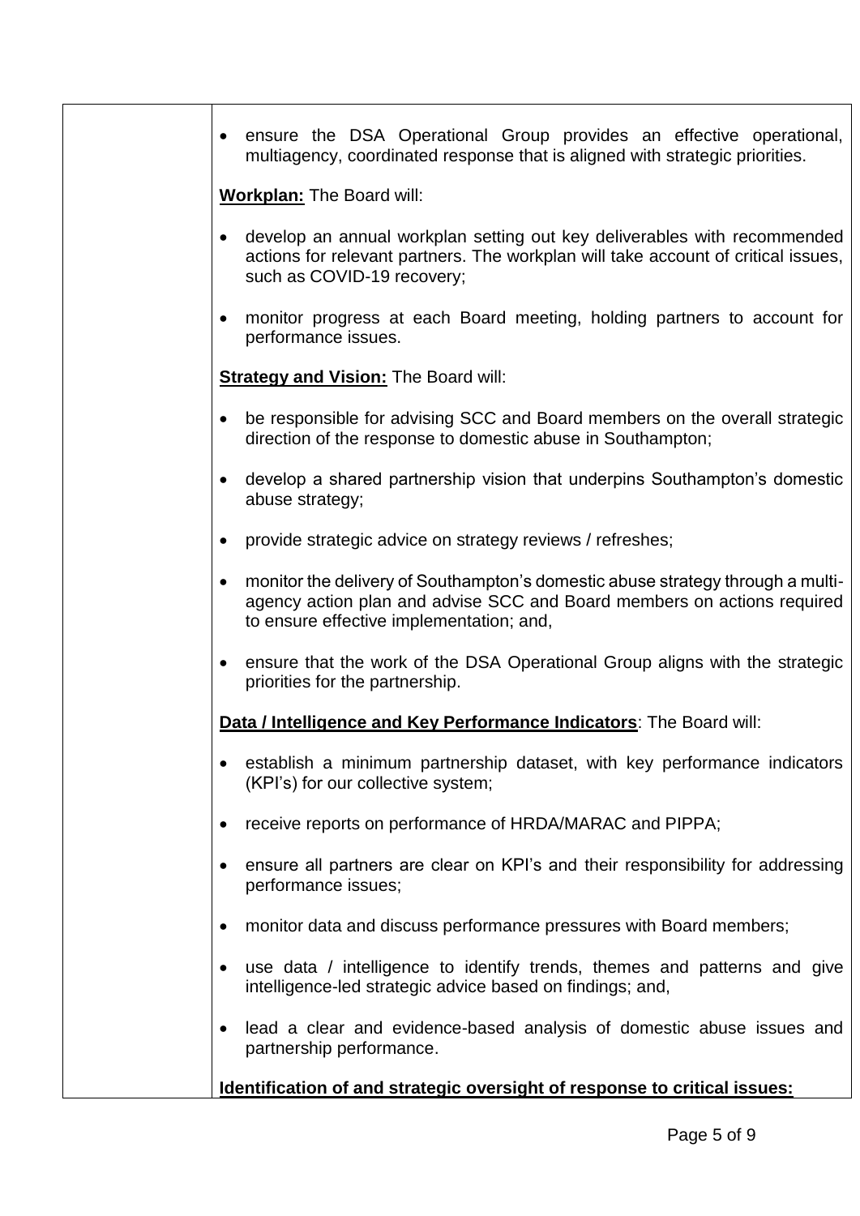| | |
|---|---|
| | • ensure the DSA Operational Group provides an effective operational, multiagency, coordinated response that is aligned with strategic priorities.<br><br>**Workplan:** The Board will:<br><br>• develop an annual workplan setting out key deliverables with recommended actions for relevant partners. The workplan will take account of critical issues, such as COVID-19 recovery;<br><br>• monitor progress at each Board meeting, holding partners to account for performance issues.<br><br>**Strategy and Vision:** The Board will:<br><br>• be responsible for advising SCC and Board members on the overall strategic direction of the response to domestic abuse in Southampton;<br><br>• develop a shared partnership vision that underpins Southampton's domestic abuse strategy;<br><br>• provide strategic advice on strategy reviews / refreshes;<br><br>• monitor the delivery of Southampton's domestic abuse strategy through a multi-agency action plan and advise SCC and Board members on actions required to ensure effective implementation; and,<br><br>• ensure that the work of the DSA Operational Group aligns with the strategic priorities for the partnership.<br><br>**Data / Intelligence and Key Performance Indicators**: The Board will:<br><br>• establish a minimum partnership dataset, with key performance indicators (KPI's) for our collective system;<br><br>• receive reports on performance of HRDA/MARAC and PIPPA;<br><br>• ensure all partners are clear on KPI's and their responsibility for addressing performance issues;<br><br>• monitor data and discuss performance pressures with Board members;<br><br>• use data / intelligence to identify trends, themes and patterns and give intelligence-led strategic advice based on findings; and,<br><br>• lead a clear and evidence-based analysis of domestic abuse issues and partnership performance.<br><br>**Identification of and strategic oversight of response to critical issues:** |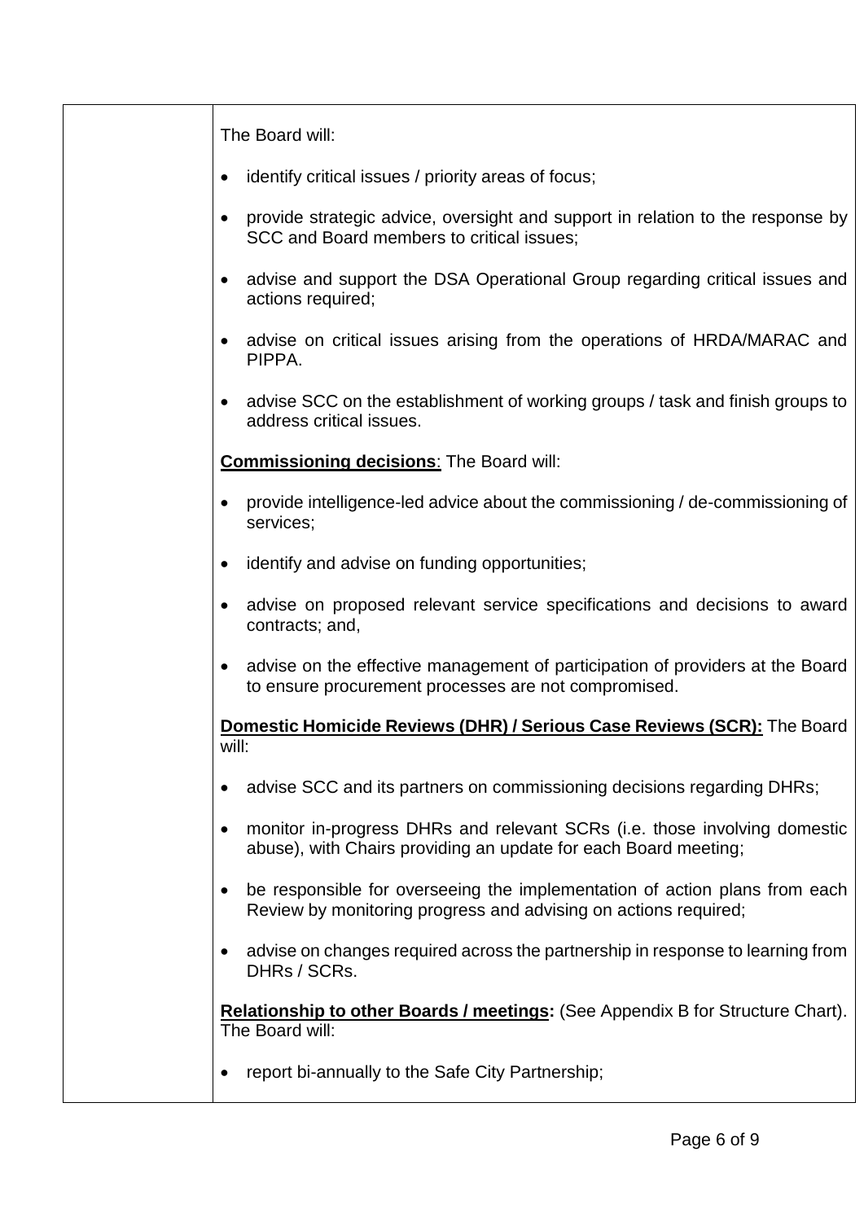| | |
|---|---|
| | The Board will:<br><br>• identify critical issues / priority areas of focus;<br><br>• provide strategic advice, oversight and support in relation to the response by SCC and Board members to critical issues;<br><br>• advise and support the DSA Operational Group regarding critical issues and actions required;<br><br>• advise on critical issues arising from the operations of HRDA/MARAC and PIPPA.<br><br>• advise SCC on the establishment of working groups / task and finish groups to address critical issues.<br><br>**Commissioning decisions**: The Board will:<br><br>• provide intelligence-led advice about the commissioning / de-commissioning of services;<br><br>• identify and advise on funding opportunities;<br><br>• advise on proposed relevant service specifications and decisions to award contracts; and,<br><br>• advise on the effective management of participation of providers at the Board to ensure procurement processes are not compromised.<br><br>**Domestic Homicide Reviews (DHR) / Serious Case Reviews (SCR):** The Board will:<br><br>• advise SCC and its partners on commissioning decisions regarding DHRs;<br><br>• monitor in-progress DHRs and relevant SCRs (i.e. those involving domestic abuse), with Chairs providing an update for each Board meeting;<br><br>• be responsible for overseeing the implementation of action plans from each Review by monitoring progress and advising on actions required;<br><br>• advise on changes required across the partnership in response to learning from DHRs / SCRs.<br><br>**Relationship to other Boards / meetings:** (See Appendix B for Structure Chart). The Board will:<br><br>• report bi-annually to the Safe City Partnership; |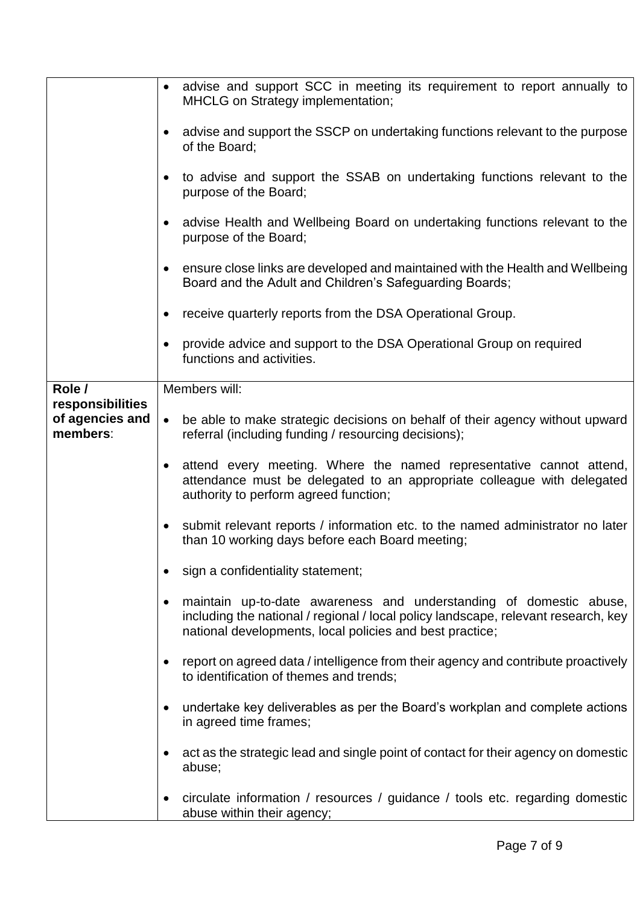| | |
|---|---|
| | • advise and support SCC in meeting its requirement to report annually to MHCLG on Strategy implementation;<br><br>• advise and support the SSCP on undertaking functions relevant to the purpose of the Board;<br><br>• to advise and support the SSAB on undertaking functions relevant to the purpose of the Board;<br><br>• advise Health and Wellbeing Board on undertaking functions relevant to the purpose of the Board;<br><br>• ensure close links are developed and maintained with the Health and Wellbeing Board and the Adult and Children's Safeguarding Boards;<br><br>• receive quarterly reports from the DSA Operational Group.<br><br>• provide advice and support to the DSA Operational Group on required functions and activities. |
| **Role / responsibilities of agencies and members**: | Members will:<br><br>• be able to make strategic decisions on behalf of their agency without upward referral (including funding / resourcing decisions);<br><br>• attend every meeting. Where the named representative cannot attend, attendance must be delegated to an appropriate colleague with delegated authority to perform agreed function;<br><br>• submit relevant reports / information etc. to the named administrator no later than 10 working days before each Board meeting;<br><br>• sign a confidentiality statement;<br><br>• maintain up-to-date awareness and understanding of domestic abuse, including the national / regional / local policy landscape, relevant research, key national developments, local policies and best practice;<br><br>• report on agreed data / intelligence from their agency and contribute proactively to identification of themes and trends;<br><br>• undertake key deliverables as per the Board's workplan and complete actions in agreed time frames;<br><br>• act as the strategic lead and single point of contact for their agency on domestic abuse;<br><br>• circulate information / resources / guidance / tools etc. regarding domestic abuse within their agency; |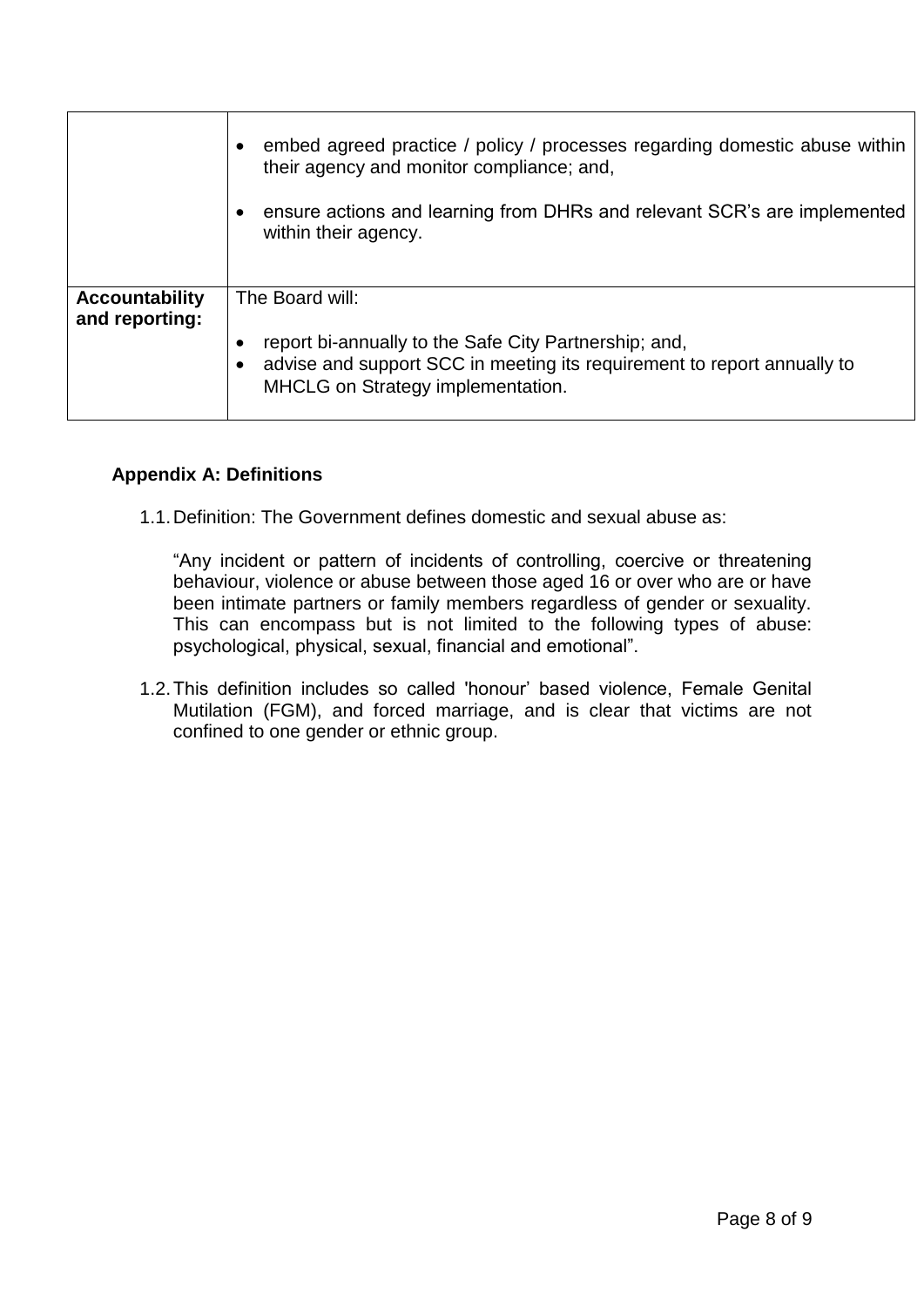| | |
|---|---|
| | • embed agreed practice / policy / processes regarding domestic abuse within their agency and monitor compliance; and,<br>• ensure actions and learning from DHRs and relevant SCR's are implemented within their agency. |
| **Accountability and reporting:** | The Board will:<br>• report bi-annually to the Safe City Partnership; and,<br>• advise and support SCC in meeting its requirement to report annually to MHCLG on Strategy implementation. |

## Appendix A: Definitions

1.1. Definition: The Government defines domestic and sexual abuse as:

"Any incident or pattern of incidents of controlling, coercive or threatening behaviour, violence or abuse between those aged 16 or over who are or have been intimate partners or family members regardless of gender or sexuality. This can encompass but is not limited to the following types of abuse: psychological, physical, sexual, financial and emotional".

1.2. This definition includes so called 'honour' based violence, Female Genital Mutilation (FGM), and forced marriage, and is clear that victims are not confined to one gender or ethnic group.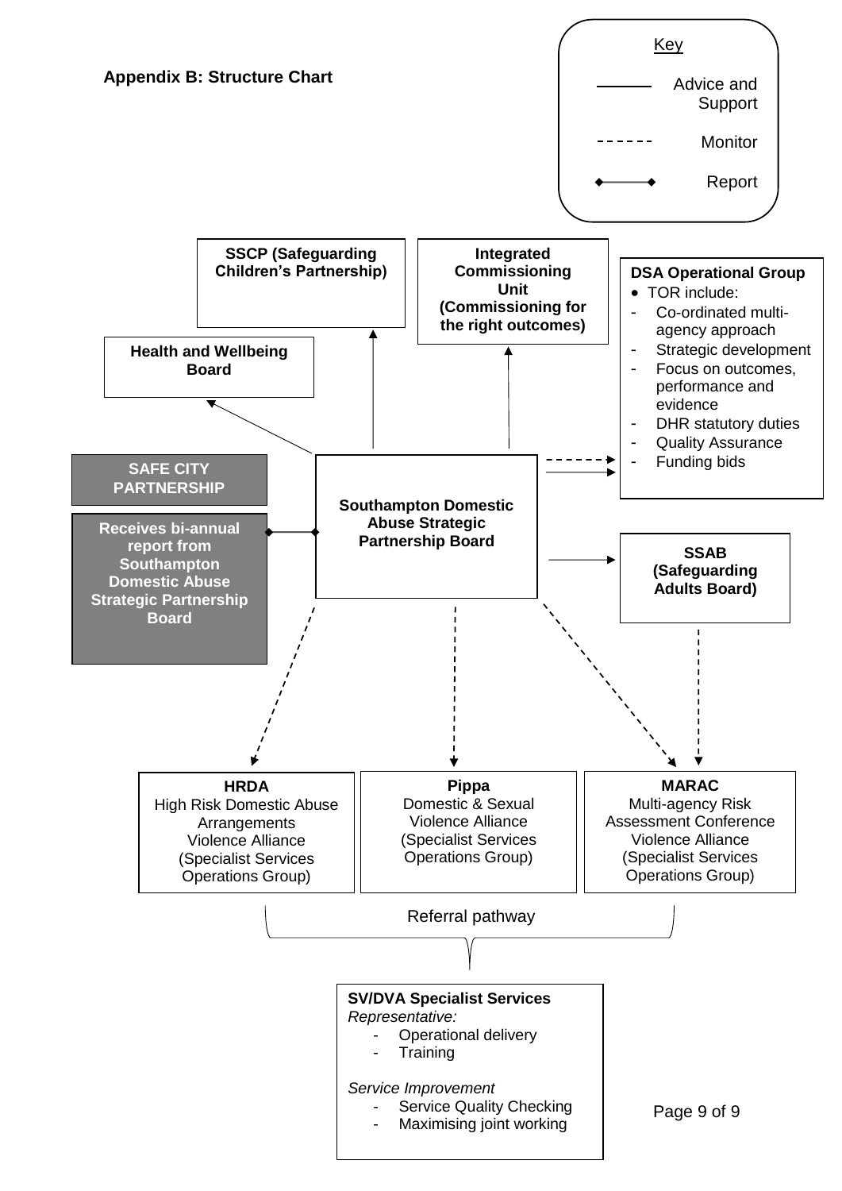**Appendix B: Structure Chart**

Key

Advice and Support

Monitor

Report

**SSCP (Safeguarding Children's Partnership)**

**Integrated Commissioning Unit (Commissioning for the right outcomes)**

**DSA Operational Group**

- TOR include:
  - Co-ordinated multi-agency approach
  - Strategic development
  - Focus on outcomes, performance and evidence
  - DHR statutory duties
  - Quality Assurance
  - Funding bids

**Health and Wellbeing Board**

**SAFE CITY PARTNERSHIP**

**Receives bi-annual report from Southampton Domestic Abuse Strategic Partnership Board**

**Southampton Domestic Abuse Strategic Partnership Board**

**SSAB (Safeguarding Adults Board)**

**HRDA**
High Risk Domestic Abuse Arrangements
Violence Alliance
(Specialist Services Operations Group)

**Pippa**
Domestic & Sexual Violence Alliance
(Specialist Services Operations Group)

**MARAC**
Multi-agency Risk Assessment Conference
Violence Alliance
(Specialist Services Operations Group)

Referral pathway

**SV/DVA Specialist Services**

*Representative:*

- Operational delivery
- Training

*Service Improvement*

- Service Quality Checking
- Maximising joint working